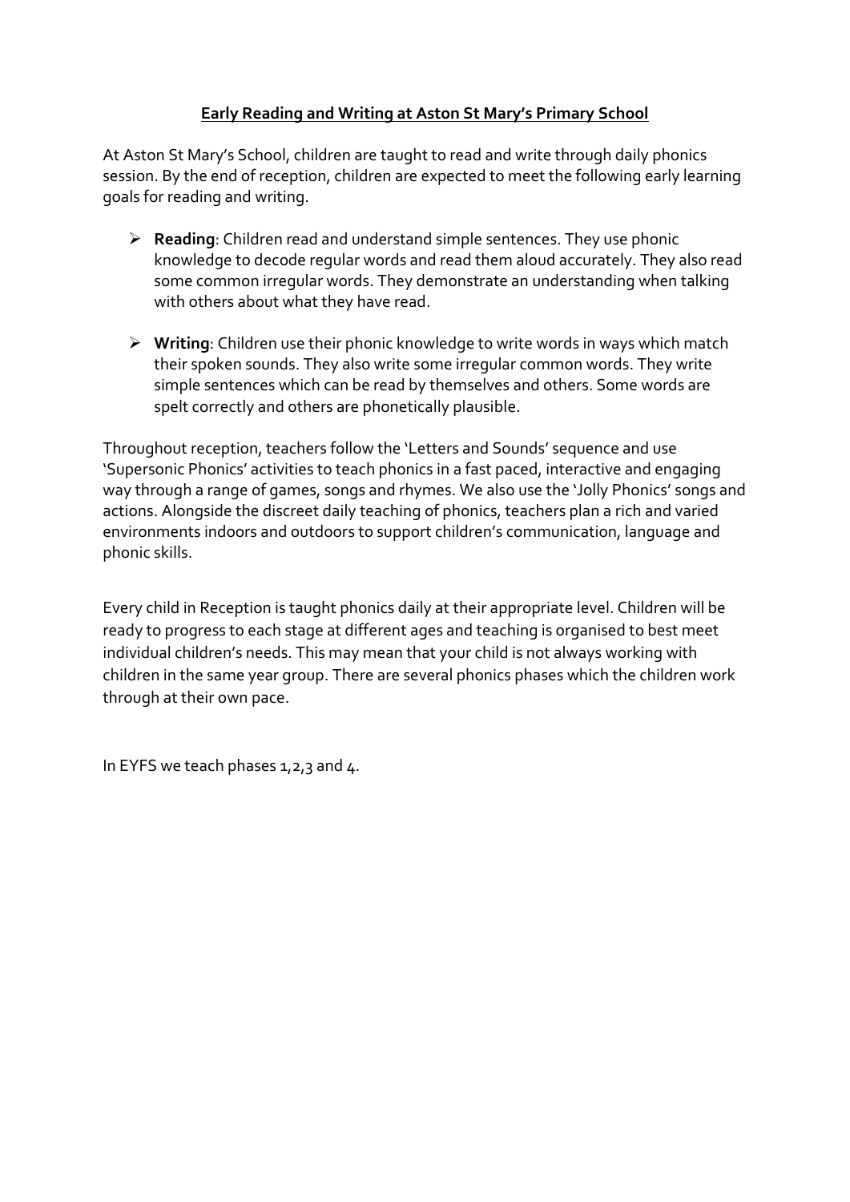# Early Reading and Writing at Aston St Mary's Primary School

At Aston St Mary's School, children are taught to read and write through daily phonics session. By the end of reception, children are expected to meet the following early learning goals for reading and writing.

- **Reading**: Children read and understand simple sentences. They use phonic knowledge to decode regular words and read them aloud accurately. They also read some common irregular words. They demonstrate an understanding when talking with others about what they have read.

- **Writing**: Children use their phonic knowledge to write words in ways which match their spoken sounds. They also write some irregular common words. They write simple sentences which can be read by themselves and others. Some words are spelt correctly and others are phonetically plausible.

Throughout reception, teachers follow the 'Letters and Sounds' sequence and use 'Supersonic Phonics' activities to teach phonics in a fast paced, interactive and engaging way through a range of games, songs and rhymes. We also use the 'Jolly Phonics' songs and actions. Alongside the discreet daily teaching of phonics, teachers plan a rich and varied environments indoors and outdoors to support children's communication, language and phonic skills.

Every child in Reception is taught phonics daily at their appropriate level. Children will be ready to progress to each stage at different ages and teaching is organised to best meet individual children's needs. This may mean that your child is not always working with children in the same year group. There are several phonics phases which the children work through at their own pace.

In EYFS we teach phases 1,2,3 and 4.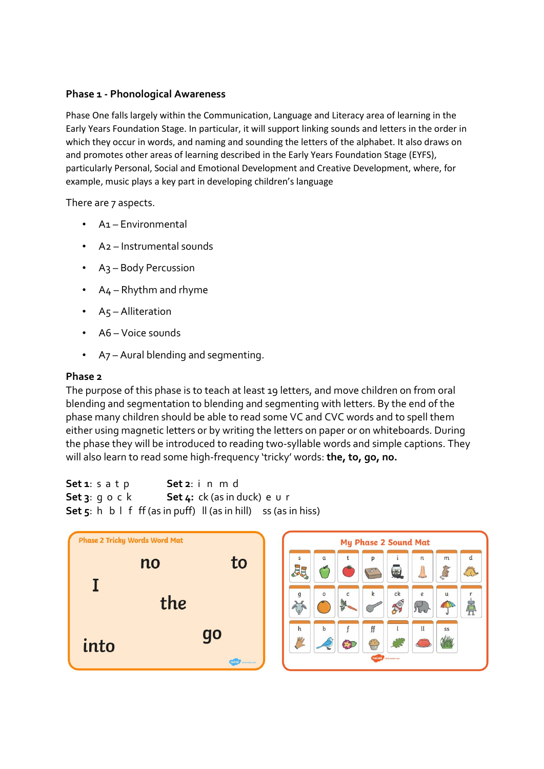## Phase 1 - Phonological Awareness

Phase One falls largely within the Communication, Language and Literacy area of learning in the Early Years Foundation Stage. In particular, it will support linking sounds and letters in the order in which they occur in words, and naming and sounding the letters of the alphabet. It also draws on and promotes other areas of learning described in the Early Years Foundation Stage (EYFS), particularly Personal, Social and Emotional Development and Creative Development, where, for example, music plays a key part in developing children's language

There are 7 aspects.

- A1 – Environmental
- A2 – Instrumental sounds
- A3 – Body Percussion
- A4 – Rhythm and rhyme
- A5 – Alliteration
- A6 – Voice sounds
- A7 – Aural blending and segmenting.

## Phase 2

The purpose of this phase is to teach at least 19 letters, and move children on from oral blending and segmentation to blending and segmenting with letters. By the end of the phase many children should be able to read some VC and CVC words and to spell them either using magnetic letters or by writing the letters on paper or on whiteboards. During the phase they will be introduced to reading two-syllable words and simple captions. They will also learn to read some high-frequency 'tricky' words: **the, to, go, no.**

**Set 1**: s a t p  **Set 2**: i n m d
**Set 3**: g o c k  **Set 4:** ck (as in duck) e u r
**Set 5**: h b l f ff (as in puff) ll (as in hill) ss (as in hiss)

**Phase 2 Tricky Words Word Mat**

no to I the into go

**My Phase 2 Sound Mat**

| s | a | t | p | i | n | m | d |
|---|---|---|---|---|---|---|---|
| g | o | c | k | ck | e | u | r |
| h | b | f | ff | l | ll | ss | |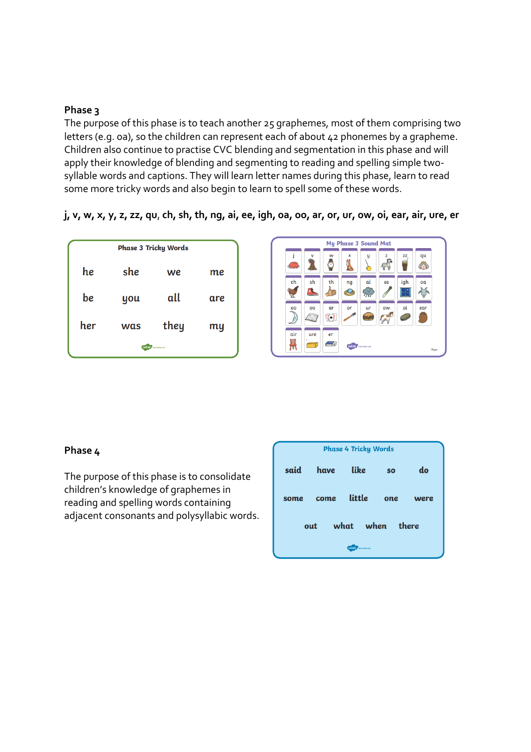## Phase 3

The purpose of this phase is to teach another 25 graphemes, most of them comprising two letters (e.g. oa), so the children can represent each of about 42 phonemes by a grapheme. Children also continue to practise CVC blending and segmentation in this phase and will apply their knowledge of blending and segmenting to reading and spelling simple two-syllable words and captions. They will learn letter names during this phase, learn to read some more tricky words and also begin to learn to spell some of these words.

**j, v, w, x, y, z, zz, qu, ch, sh, th, ng, ai, ee, igh, oa, oo, ar, or, ur, ow, oi, ear, air, ure, er**

**Phase 3 Tricky Words**

| | | | |
|---|---|---|---|
| he | she | we | me |
| be | you | all | are |
| her | was | they | my |

**My Phase 3 Sound Mat**

| | | | | | | | |
|---|---|---|---|---|---|---|---|
| j | v | w | x | y | z | zz | qu |
| ch | sh | th | ng | ai | ee | igh | oa |
| oo | oo | ar | or | ur | ow | oi | ear |
| air | ure | er | | | | | |

## Phase 4

The purpose of this phase is to consolidate children's knowledge of graphemes in reading and spelling words containing adjacent consonants and polysyllabic words.

**Phase 4 Tricky Words**

| | | | | |
|---|---|---|---|---|
| said | have | like | so | do |
| some | come | little | one | were |
| out | what | when | there | |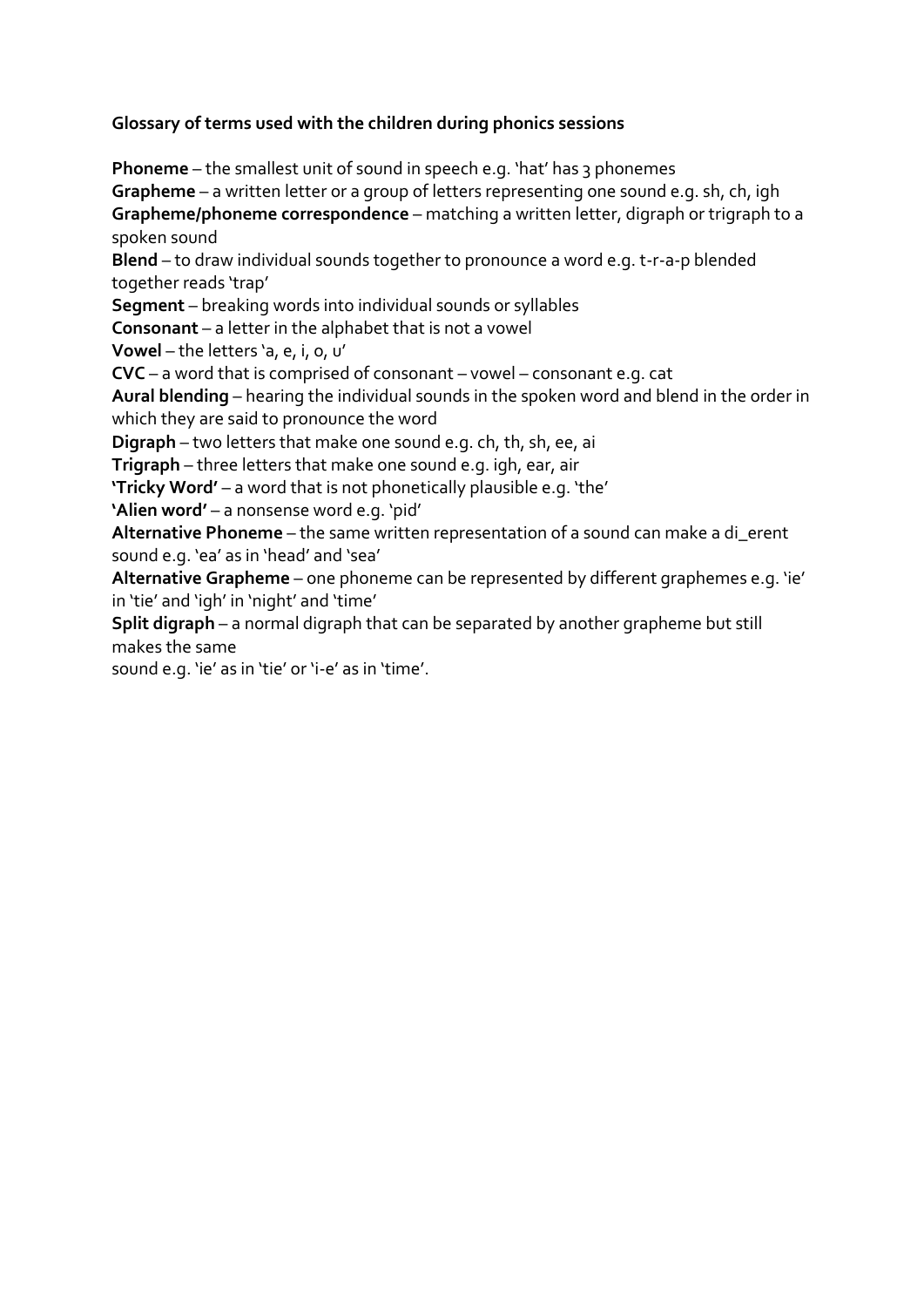**Glossary of terms used with the children during phonics sessions**

**Phoneme** – the smallest unit of sound in speech e.g. 'hat' has 3 phonemes
**Grapheme** – a written letter or a group of letters representing one sound e.g. sh, ch, igh
**Grapheme/phoneme correspondence** – matching a written letter, digraph or trigraph to a spoken sound
**Blend** – to draw individual sounds together to pronounce a word e.g. t-r-a-p blended together reads 'trap'
**Segment** – breaking words into individual sounds or syllables
**Consonant** – a letter in the alphabet that is not a vowel
**Vowel** – the letters 'a, e, i, o, u'
**CVC** – a word that is comprised of consonant – vowel – consonant e.g. cat
**Aural blending** – hearing the individual sounds in the spoken word and blend in the order in which they are said to pronounce the word
**Digraph** – two letters that make one sound e.g. ch, th, sh, ee, ai
**Trigraph** – three letters that make one sound e.g. igh, ear, air
**'Tricky Word'** – a word that is not phonetically plausible e.g. 'the'
**'Alien word'** – a nonsense word e.g. 'pid'
**Alternative Phoneme** – the same written representation of a sound can make a di_erent sound e.g. 'ea' as in 'head' and 'sea'
**Alternative Grapheme** – one phoneme can be represented by different graphemes e.g. 'ie' in 'tie' and 'igh' in 'night' and 'time'
**Split digraph** – a normal digraph that can be separated by another grapheme but still makes the same
sound e.g. 'ie' as in 'tie' or 'i-e' as in 'time'.